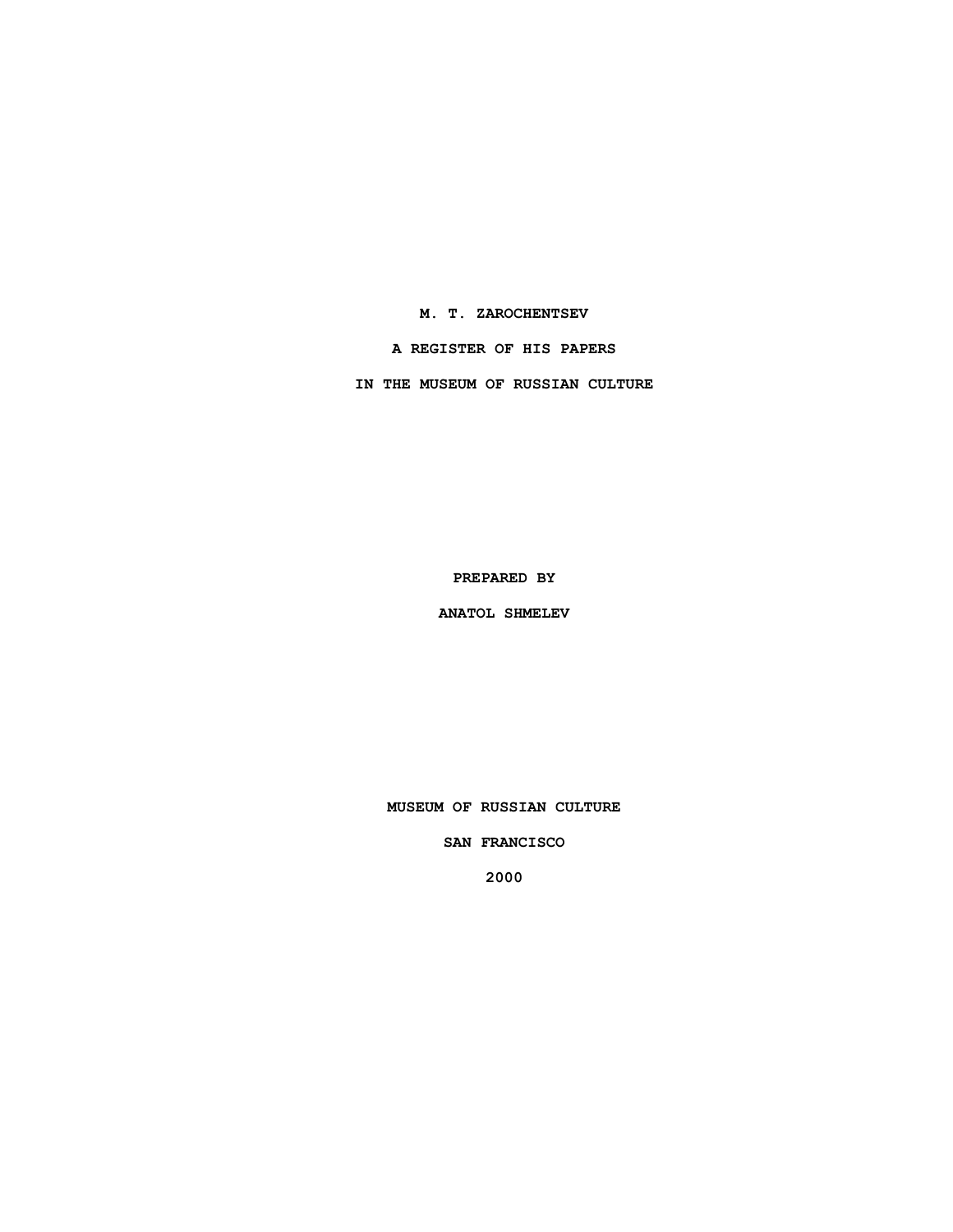# M. T. ZAROCHENTSEV

## A REGISTER OF HIS PAPERS

## IN THE MUSEUM OF RUSSIAN CULTURE

PREPARED BY

ANATOL SHMELEV

MUSEUM OF RUSSIAN CULTURE

SAN FRANCISCO

2000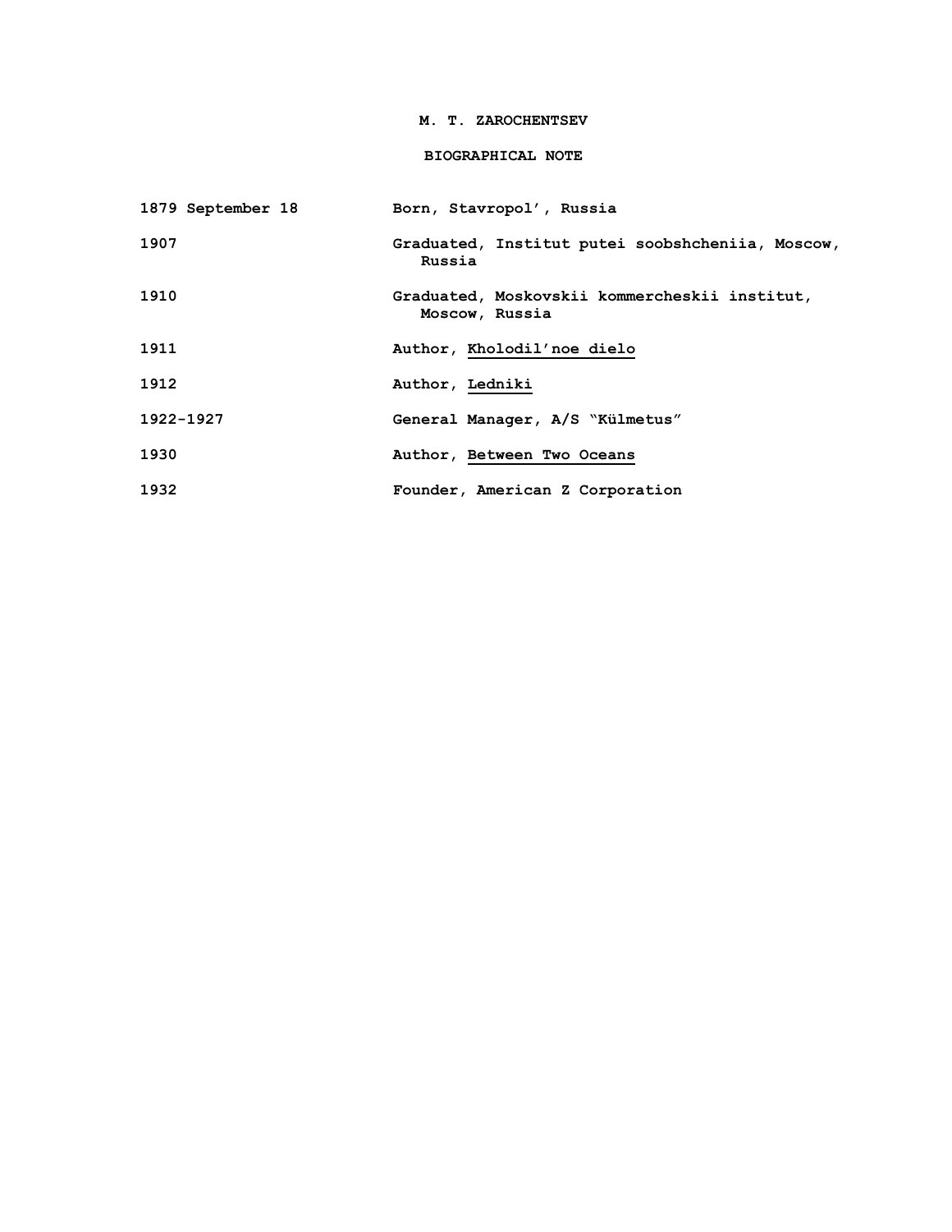# M. T. ZAROCHENTSEV

## BIOGRAPHICAL NOTE

| | |
|---|---|
| 1879 September 18 | Born, Stavropol', Russia |
| 1907 | Graduated, Institut putei soobshcheniia, Moscow, Russia |
| 1910 | Graduated, Moskovskii kommercheskii institut, Moscow, Russia |
| 1911 | Author, Kholodil'noe dielo |
| 1912 | Author, Ledniki |
| 1922-1927 | General Manager, A/S "Külmetus" |
| 1930 | Author, Between Two Oceans |
| 1932 | Founder, American Z Corporation |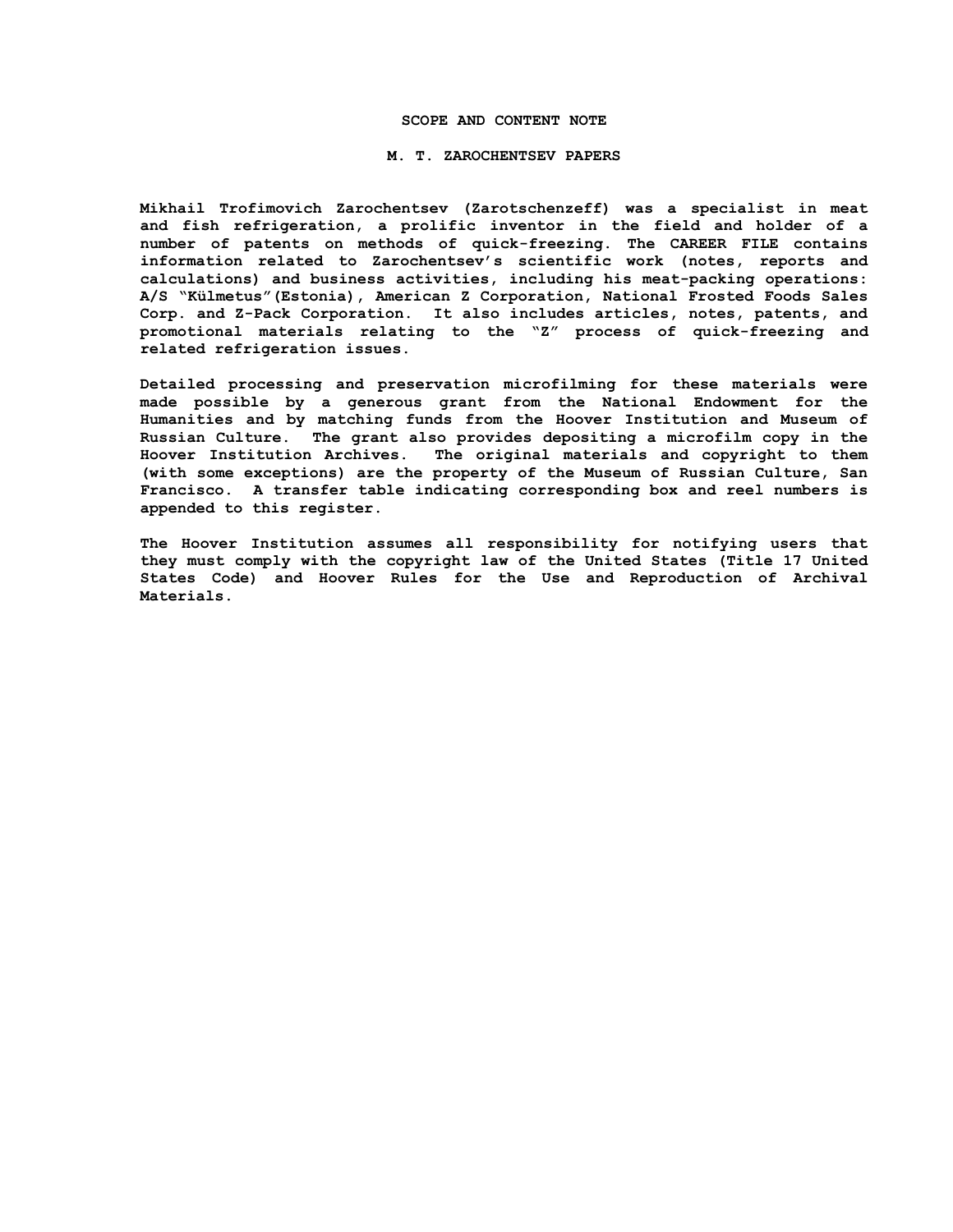## SCOPE AND CONTENT NOTE

## M. T. ZAROCHENTSEV PAPERS

Mikhail Trofimovich Zarochentsev (Zarotschenzeff) was a specialist in meat and fish refrigeration, a prolific inventor in the field and holder of a number of patents on methods of quick-freezing. The CAREER FILE contains information related to Zarochentsev's scientific work (notes, reports and calculations) and business activities, including his meat-packing operations: A/S "Külmetus"(Estonia), American Z Corporation, National Frosted Foods Sales Corp. and Z-Pack Corporation. It also includes articles, notes, patents, and promotional materials relating to the "Z" process of quick-freezing and related refrigeration issues.

Detailed processing and preservation microfilming for these materials were made possible by a generous grant from the National Endowment for the Humanities and by matching funds from the Hoover Institution and Museum of Russian Culture. The grant also provides depositing a microfilm copy in the Hoover Institution Archives. The original materials and copyright to them (with some exceptions) are the property of the Museum of Russian Culture, San Francisco. A transfer table indicating corresponding box and reel numbers is appended to this register.

The Hoover Institution assumes all responsibility for notifying users that they must comply with the copyright law of the United States (Title 17 United States Code) and Hoover Rules for the Use and Reproduction of Archival Materials.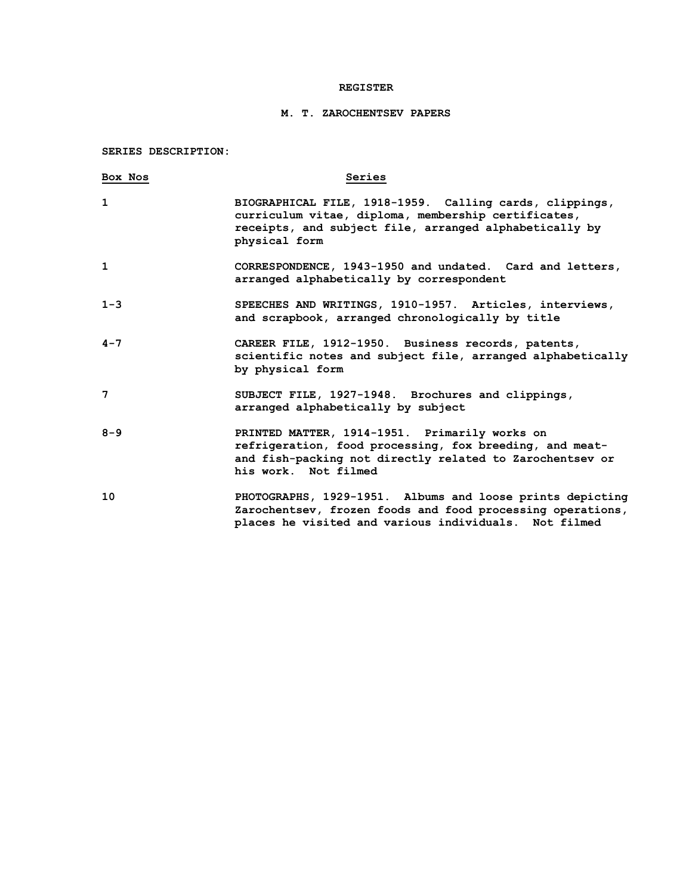# REGISTER

## M. T. ZAROCHENTSEV PAPERS

**SERIES DESCRIPTION:**

| Box Nos | Series |
|---|---|
| 1 | BIOGRAPHICAL FILE, 1918-1959. Calling cards, clippings, curriculum vitae, diploma, membership certificates, receipts, and subject file, arranged alphabetically by physical form |
| 1 | CORRESPONDENCE, 1943-1950 and undated. Card and letters, arranged alphabetically by correspondent |
| 1-3 | SPEECHES AND WRITINGS, 1910-1957. Articles, interviews, and scrapbook, arranged chronologically by title |
| 4-7 | CAREER FILE, 1912-1950. Business records, patents, scientific notes and subject file, arranged alphabetically by physical form |
| 7 | SUBJECT FILE, 1927-1948. Brochures and clippings, arranged alphabetically by subject |
| 8-9 | PRINTED MATTER, 1914-1951. Primarily works on refrigeration, food processing, fox breeding, and meat- and fish-packing not directly related to Zarochentsev or his work. Not filmed |
| 10 | PHOTOGRAPHS, 1929-1951. Albums and loose prints depicting Zarochentsev, frozen foods and food processing operations, places he visited and various individuals. Not filmed |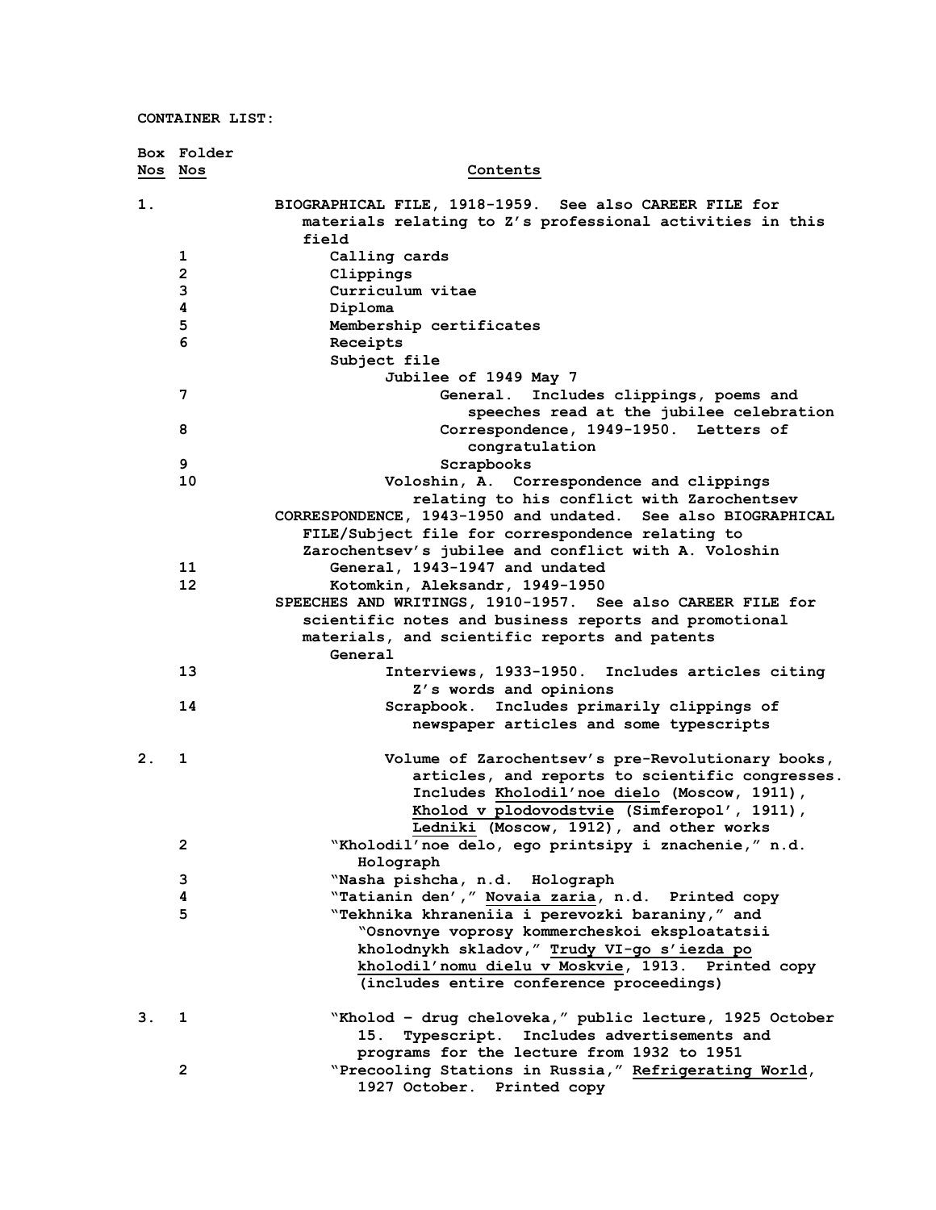**CONTAINER LIST:**

| Box Nos | Folder Nos | Contents |
|---|---|---|
| 1. | | BIOGRAPHICAL FILE, 1918-1959. See also CAREER FILE for materials relating to Z's professional activities in this field |
| | 1 | Calling cards |
| | 2 | Clippings |
| | 3 | Curriculum vitae |
| | 4 | Diploma |
| | 5 | Membership certificates |
| | 6 | Receipts |
| | | Subject file |
| | | Jubilee of 1949 May 7 |
| | 7 | General. Includes clippings, poems and speeches read at the jubilee celebration |
| | 8 | Correspondence, 1949-1950. Letters of congratulation |
| | 9 | Scrapbooks |
| | 10 | Voloshin, A. Correspondence and clippings relating to his conflict with Zarochentsev |
| | | CORRESPONDENCE, 1943-1950 and undated. See also BIOGRAPHICAL FILE/Subject file for correspondence relating to Zarochentsev's jubilee and conflict with A. Voloshin |
| | 11 | General, 1943-1947 and undated |
| | 12 | Kotomkin, Aleksandr, 1949-1950 |
| | | SPEECHES AND WRITINGS, 1910-1957. See also CAREER FILE for scientific notes and business reports and promotional materials, and scientific reports and patents |
| | | General |
| | 13 | Interviews, 1933-1950. Includes articles citing Z's words and opinions |
| | 14 | Scrapbook. Includes primarily clippings of newspaper articles and some typescripts |
| 2. | 1 | Volume of Zarochentsev's pre-Revolutionary books, articles, and reports to scientific congresses. Includes Kholodil'noe dielo (Moscow, 1911), Kholod v plodovodstvie (Simferopol', 1911), Ledniki (Moscow, 1912), and other works |
| | 2 | "Kholodil'noe delo, ego printsipy i znachenie," n.d. Holograph |
| | 3 | "Nasha pishcha, n.d. Holograph |
| | 4 | "Tatianin den'," Novaia zaria, n.d. Printed copy |
| | 5 | "Tekhnika khraneniia i perevozki baraniny," and "Osnovnye voprosy kommercheskoi eksploatatsii kholodnykh skladov," Trudy VI-go s'iezda po kholodil'nomu dielu v Moskvie, 1913. Printed copy (includes entire conference proceedings) |
| 3. | 1 | "Kholod – drug cheloveka," public lecture, 1925 October 15. Typescript. Includes advertisements and programs for the lecture from 1932 to 1951 |
| | 2 | "Precooling Stations in Russia," Refrigerating World, 1927 October. Printed copy |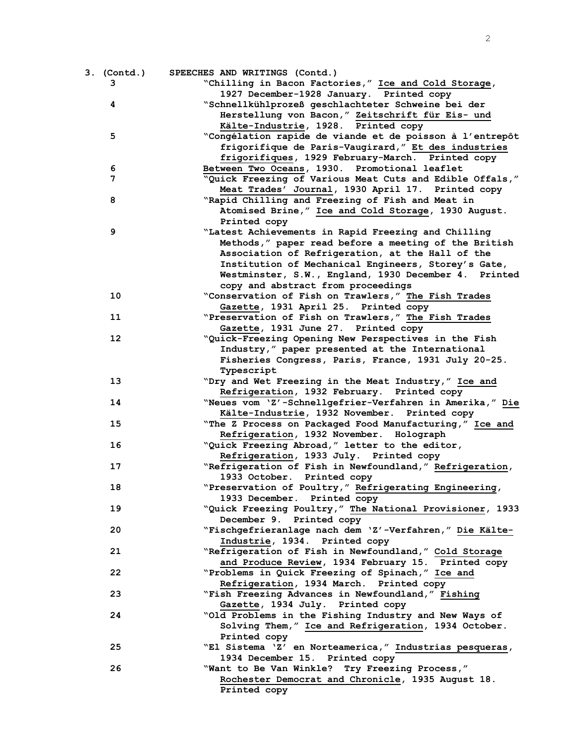**3. (Contd.) SPEECHES AND WRITINGS (Contd.)**

| | |
|---|---|
| 3 | "Chilling in Bacon Factories," Ice and Cold Storage, 1927 December-1928 January. Printed copy |
| 4 | "Schnellkühlprozeß geschlachteter Schweine bei der Herstellung von Bacon," Zeitschrift für Eis- und Kälte-Industrie, 1928. Printed copy |
| 5 | "Congélation rapide de viande et de poisson à l'entrepôt frigorifique de Paris-Vaugirard," Et des industries frigorifiques, 1929 February-March. Printed copy |
| 6 | Between Two Oceans, 1930. Promotional leaflet |
| 7 | "Quick Freezing of Various Meat Cuts and Edible Offals," Meat Trades' Journal, 1930 April 17. Printed copy |
| 8 | "Rapid Chilling and Freezing of Fish and Meat in Atomised Brine," Ice and Cold Storage, 1930 August. Printed copy |
| 9 | "Latest Achievements in Rapid Freezing and Chilling Methods," paper read before a meeting of the British Association of Refrigeration, at the Hall of the Institution of Mechanical Engineers, Storey's Gate, Westminster, S.W., England, 1930 December 4. Printed copy and abstract from proceedings |
| 10 | "Conservation of Fish on Trawlers," The Fish Trades Gazette, 1931 April 25. Printed copy |
| 11 | "Preservation of Fish on Trawlers," The Fish Trades Gazette, 1931 June 27. Printed copy |
| 12 | "Quick-Freezing Opening New Perspectives in the Fish Industry," paper presented at the International Fisheries Congress, Paris, France, 1931 July 20-25. Typescript |
| 13 | "Dry and Wet Freezing in the Meat Industry," Ice and Refrigeration, 1932 February. Printed copy |
| 14 | "Neues vom 'Z'-Schnellgefrier-Verfahren in Amerika," Die Kälte-Industrie, 1932 November. Printed copy |
| 15 | "The Z Process on Packaged Food Manufacturing," Ice and Refrigeration, 1932 November. Holograph |
| 16 | "Quick Freezing Abroad," letter to the editor, Refrigeration, 1933 July. Printed copy |
| 17 | "Refrigeration of Fish in Newfoundland," Refrigeration, 1933 October. Printed copy |
| 18 | "Preservation of Poultry," Refrigerating Engineering, 1933 December. Printed copy |
| 19 | "Quick Freezing Poultry," The National Provisioner, 1933 December 9. Printed copy |
| 20 | "Fischgefrieranlage nach dem 'Z'-Verfahren," Die Kälte-Industrie, 1934. Printed copy |
| 21 | "Refrigeration of Fish in Newfoundland," Cold Storage and Produce Review, 1934 February 15. Printed copy |
| 22 | "Problems in Quick Freezing of Spinach," Ice and Refrigeration, 1934 March. Printed copy |
| 23 | "Fish Freezing Advances in Newfoundland," Fishing Gazette, 1934 July. Printed copy |
| 24 | "Old Problems in the Fishing Industry and New Ways of Solving Them," Ice and Refrigeration, 1934 October. Printed copy |
| 25 | "El Sistema 'Z' en Norteamerica," Industrias pesqueras, 1934 December 15. Printed copy |
| 26 | "Want to Be Van Winkle? Try Freezing Process," Rochester Democrat and Chronicle, 1935 August 18. Printed copy |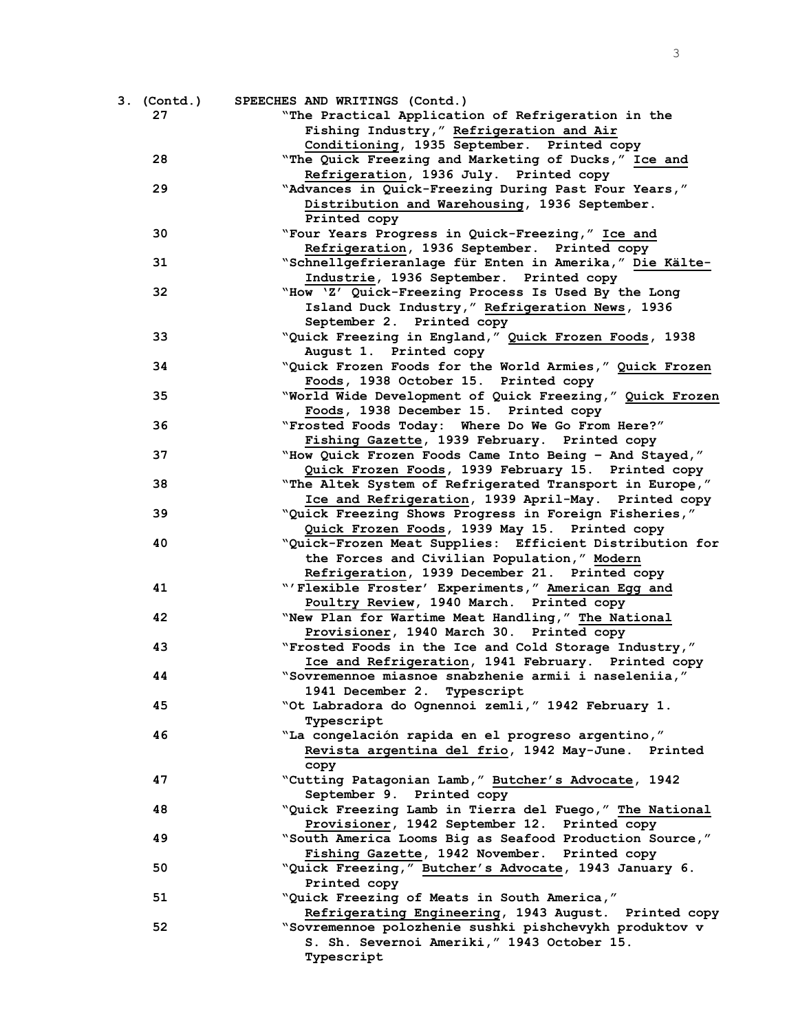3. (Contd.) SPEECHES AND WRITINGS (Contd.)

27 "The Practical Application of Refrigeration in the Fishing Industry," Refrigeration and Air Conditioning, 1935 September. Printed copy

28 "The Quick Freezing and Marketing of Ducks," Ice and Refrigeration, 1936 July. Printed copy

29 "Advances in Quick-Freezing During Past Four Years," Distribution and Warehousing, 1936 September. Printed copy

30 "Four Years Progress in Quick-Freezing," Ice and Refrigeration, 1936 September. Printed copy

31 "Schnellgefrieranlage für Enten in Amerika," Die Kälte-Industrie, 1936 September. Printed copy

32 "How 'Z' Quick-Freezing Process Is Used By the Long Island Duck Industry," Refrigeration News, 1936 September 2. Printed copy

33 "Quick Freezing in England," Quick Frozen Foods, 1938 August 1. Printed copy

34 "Quick Frozen Foods for the World Armies," Quick Frozen Foods, 1938 October 15. Printed copy

35 "World Wide Development of Quick Freezing," Quick Frozen Foods, 1938 December 15. Printed copy

36 "Frosted Foods Today: Where Do We Go From Here?" Fishing Gazette, 1939 February. Printed copy

37 "How Quick Frozen Foods Came Into Being – And Stayed," Quick Frozen Foods, 1939 February 15. Printed copy

38 "The Altek System of Refrigerated Transport in Europe," Ice and Refrigeration, 1939 April-May. Printed copy

39 "Quick Freezing Shows Progress in Foreign Fisheries," Quick Frozen Foods, 1939 May 15. Printed copy

40 "Quick-Frozen Meat Supplies: Efficient Distribution for the Forces and Civilian Population," Modern Refrigeration, 1939 December 21. Printed copy

41 "'Flexible Froster' Experiments," American Egg and Poultry Review, 1940 March. Printed copy

42 "New Plan for Wartime Meat Handling," The National Provisioner, 1940 March 30. Printed copy

43 "Frosted Foods in the Ice and Cold Storage Industry," Ice and Refrigeration, 1941 February. Printed copy

44 "Sovremennoe miasnoe snabzhenie armii i naseleniia," 1941 December 2. Typescript

45 "Ot Labradora do Ognennoi zemli," 1942 February 1. Typescript

46 "La congelación rapida en el progreso argentino," Revista argentina del frio, 1942 May-June. Printed copy

47 "Cutting Patagonian Lamb," Butcher's Advocate, 1942 September 9. Printed copy

48 "Quick Freezing Lamb in Tierra del Fuego," The National Provisioner, 1942 September 12. Printed copy

49 "South America Looms Big as Seafood Production Source," Fishing Gazette, 1942 November. Printed copy

50 "Quick Freezing," Butcher's Advocate, 1943 January 6. Printed copy

51 "Quick Freezing of Meats in South America," Refrigerating Engineering, 1943 August. Printed copy

52 "Sovremennoe polozhenie sushki pishchevykh produktov v S. Sh. Severnoi Ameriki," 1943 October 15. Typescript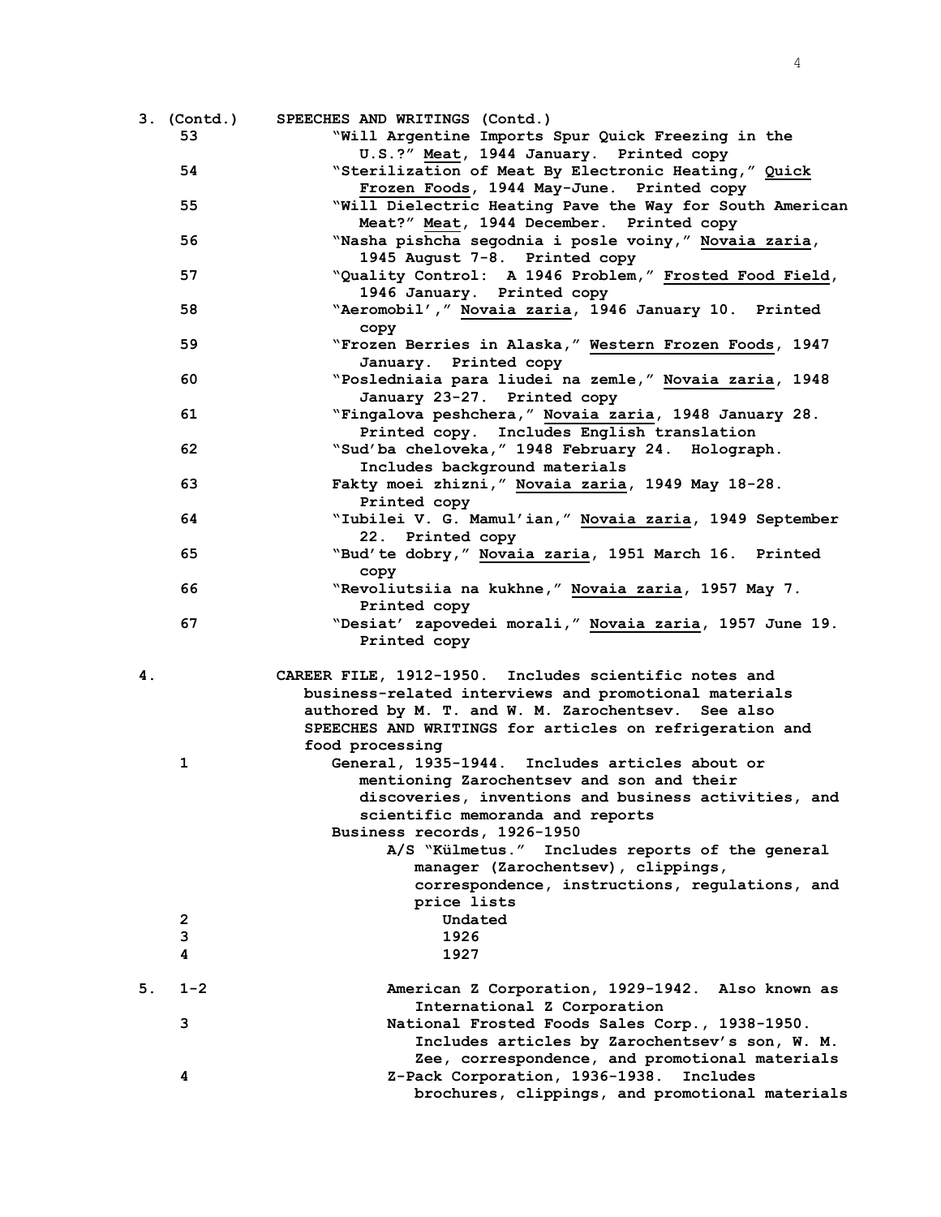3. (Contd.) SPEECHES AND WRITINGS (Contd.)

53 "Will Argentine Imports Spur Quick Freezing in the U.S.?" Meat, 1944 January. Printed copy

54 "Sterilization of Meat By Electronic Heating," Quick Frozen Foods, 1944 May-June. Printed copy

55 "Will Dielectric Heating Pave the Way for South American Meat?" Meat, 1944 December. Printed copy

56 "Nasha pishcha segodnia i posle voiny," Novaia zaria, 1945 August 7-8. Printed copy

57 "Quality Control: A 1946 Problem," Frosted Food Field, 1946 January. Printed copy

58 "Aeromobil'," Novaia zaria, 1946 January 10. Printed copy

59 "Frozen Berries in Alaska," Western Frozen Foods, 1947 January. Printed copy

60 "Posledniaia para liudei na zemle," Novaia zaria, 1948 January 23-27. Printed copy

61 "Fingalova peshchera," Novaia zaria, 1948 January 28. Printed copy. Includes English translation

62 "Sud'ba cheloveka," 1948 February 24. Holograph. Includes background materials

63 Fakty moei zhizni," Novaia zaria, 1949 May 18-28. Printed copy

64 "Iubilei V. G. Mamul'ian," Novaia zaria, 1949 September 22. Printed copy

65 "Bud'te dobry," Novaia zaria, 1951 March 16. Printed copy

66 "Revoliutsiia na kukhne," Novaia zaria, 1957 May 7. Printed copy

67 "Desiat' zapovedei morali," Novaia zaria, 1957 June 19. Printed copy

4. CAREER FILE, 1912-1950. Includes scientific notes and business-related interviews and promotional materials authored by M. T. and W. M. Zarochentsev. See also SPEECHES AND WRITINGS for articles on refrigeration and food processing

1 General, 1935-1944. Includes articles about or mentioning Zarochentsev and son and their discoveries, inventions and business activities, and scientific memoranda and reports

Business records, 1926-1950

A/S "Külmetus." Includes reports of the general manager (Zarochentsev), clippings, correspondence, instructions, regulations, and price lists

2 Undated

3 1926

4 1927

5. 1-2 American Z Corporation, 1929-1942. Also known as International Z Corporation

3 National Frosted Foods Sales Corp., 1938-1950. Includes articles by Zarochentsev's son, W. M. Zee, correspondence, and promotional materials

4 Z-Pack Corporation, 1936-1938. Includes brochures, clippings, and promotional materials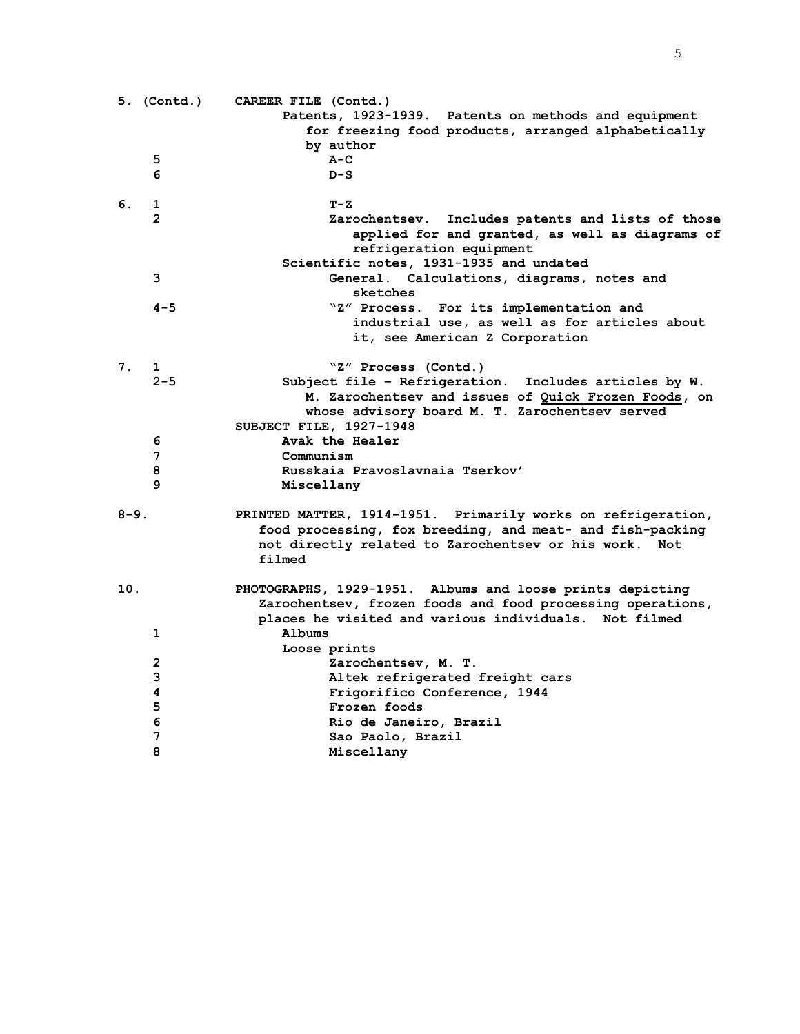| | | |
|---|---|---|
| 5. (Contd.) | | **CAREER FILE (Contd.)** |
| | | Patents, 1923-1939. Patents on methods and equipment for freezing food products, arranged alphabetically by author |
| | 5 | A-C |
| | 6 | D-S |
| 6. | 1 | T-Z |
| | 2 | Zarochentsev. Includes patents and lists of those applied for and granted, as well as diagrams of refrigeration equipment |
| | | Scientific notes, 1931-1935 and undated |
| | 3 | General. Calculations, diagrams, notes and sketches |
| | 4-5 | "Z" Process. For its implementation and industrial use, as well as for articles about it, see American Z Corporation |
| 7. | 1 | "Z" Process (Contd.) |
| | 2-5 | Subject file - Refrigeration. Includes articles by W. M. Zarochentsev and issues of <u>Quick Frozen Foods</u>, on whose advisory board M. T. Zarochentsev served |
| | | **SUBJECT FILE, 1927-1948** |
| | 6 | Avak the Healer |
| | 7 | Communism |
| | 8 | Russkaia Pravoslavnaia Tserkov' |
| | 9 | Miscellany |
| 8-9. | | **PRINTED MATTER, 1914-1951.** Primarily works on refrigeration, food processing, fox breeding, and meat- and fish-packing not directly related to Zarochentsev or his work. Not filmed |
| 10. | | **PHOTOGRAPHS, 1929-1951.** Albums and loose prints depicting Zarochentsev, frozen foods and food processing operations, places he visited and various individuals. Not filmed |
| | 1 | Albums |
| | | Loose prints |
| | 2 | Zarochentsev, M. T. |
| | 3 | Altek refrigerated freight cars |
| | 4 | Frigorifico Conference, 1944 |
| | 5 | Frozen foods |
| | 6 | Rio de Janeiro, Brazil |
| | 7 | Sao Paolo, Brazil |
| | 8 | Miscellany |